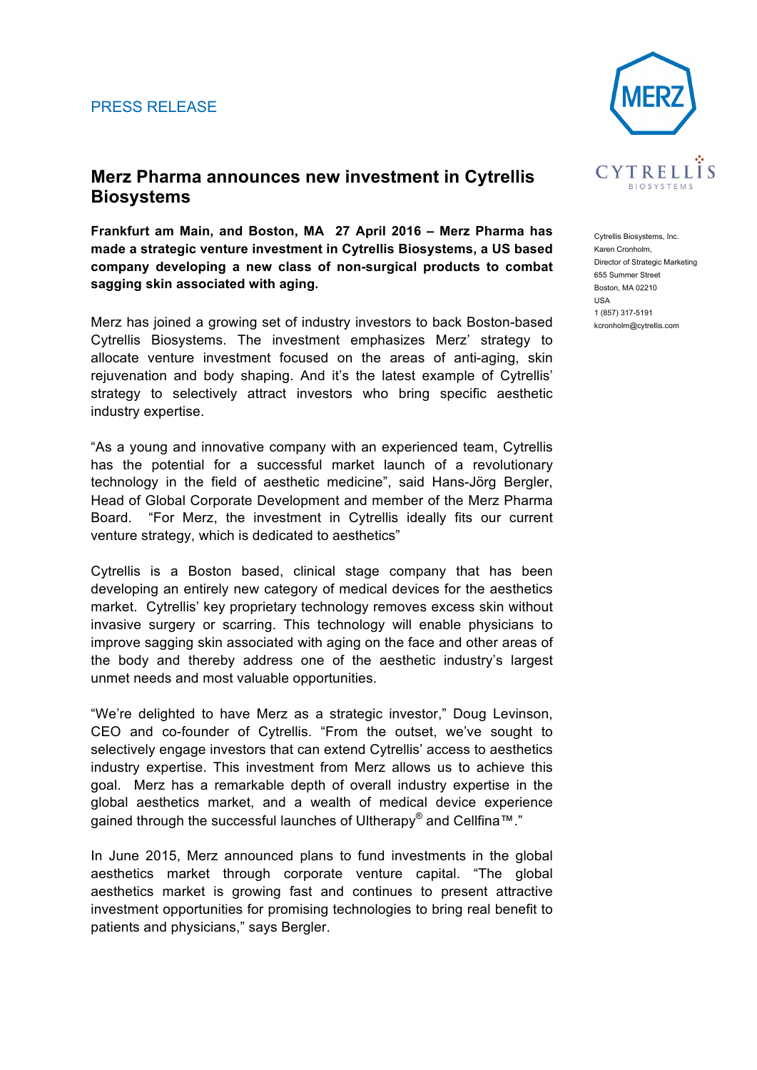PRESS RELEASE

# Merz Pharma announces new investment in Cytrellis Biosystems

Cytrellis Biosystems, Inc.
Karen Cronholm,
Director of Strategic Marketing
655 Summer Street
Boston, MA 02210
USA
1 (857) 317-5191
kcronholm@cytrellis.com

**Frankfurt am Main, and Boston, MA 27 April 2016 – Merz Pharma has made a strategic venture investment in Cytrellis Biosystems, a US based company developing a new class of non-surgical products to combat sagging skin associated with aging.**

Merz has joined a growing set of industry investors to back Boston-based Cytrellis Biosystems. The investment emphasizes Merz' strategy to allocate venture investment focused on the areas of anti-aging, skin rejuvenation and body shaping. And it's the latest example of Cytrellis' strategy to selectively attract investors who bring specific aesthetic industry expertise.

"As a young and innovative company with an experienced team, Cytrellis has the potential for a successful market launch of a revolutionary technology in the field of aesthetic medicine", said Hans-Jörg Bergler, Head of Global Corporate Development and member of the Merz Pharma Board. "For Merz, the investment in Cytrellis ideally fits our current venture strategy, which is dedicated to aesthetics"

Cytrellis is a Boston based, clinical stage company that has been developing an entirely new category of medical devices for the aesthetics market. Cytrellis' key proprietary technology removes excess skin without invasive surgery or scarring. This technology will enable physicians to improve sagging skin associated with aging on the face and other areas of the body and thereby address one of the aesthetic industry's largest unmet needs and most valuable opportunities.

"We're delighted to have Merz as a strategic investor," Doug Levinson, CEO and co-founder of Cytrellis. "From the outset, we've sought to selectively engage investors that can extend Cytrellis' access to aesthetics industry expertise. This investment from Merz allows us to achieve this goal. Merz has a remarkable depth of overall industry expertise in the global aesthetics market, and a wealth of medical device experience gained through the successful launches of Ultherapy® and Cellfina™."

In June 2015, Merz announced plans to fund investments in the global aesthetics market through corporate venture capital. "The global aesthetics market is growing fast and continues to present attractive investment opportunities for promising technologies to bring real benefit to patients and physicians," says Bergler.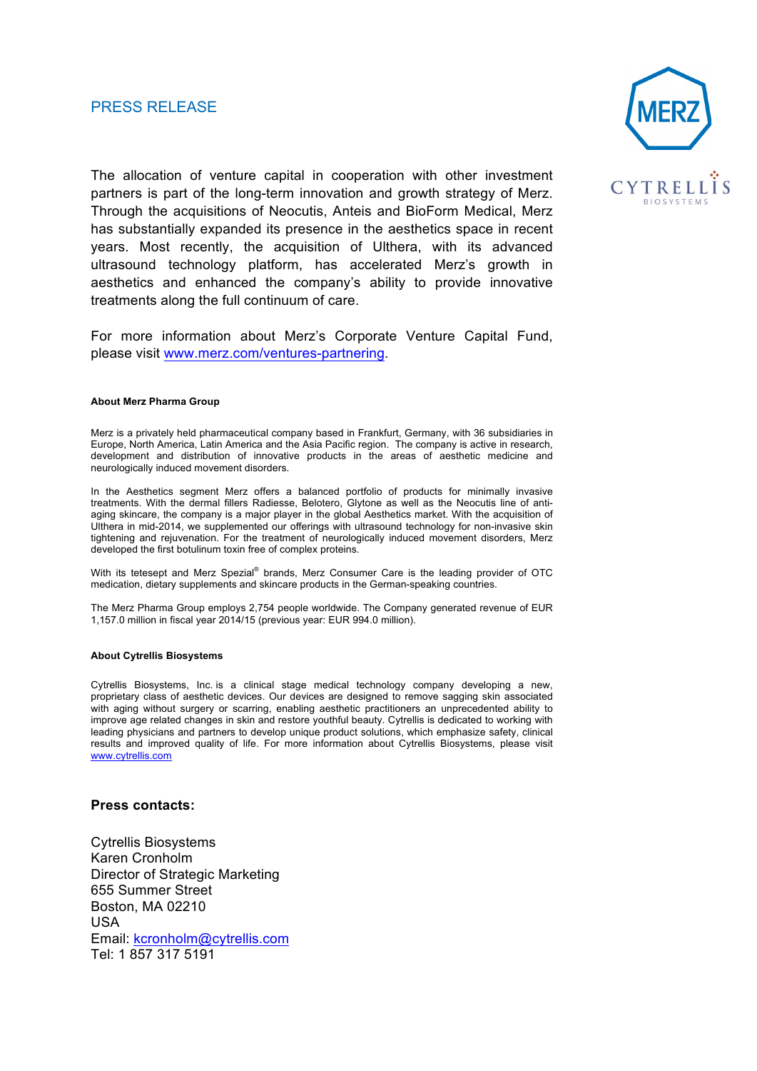PRESS RELEASE

The allocation of venture capital in cooperation with other investment partners is part of the long-term innovation and growth strategy of Merz. Through the acquisitions of Neocutis, Anteis and BioForm Medical, Merz has substantially expanded its presence in the aesthetics space in recent years. Most recently, the acquisition of Ulthera, with its advanced ultrasound technology platform, has accelerated Merz's growth in aesthetics and enhanced the company's ability to provide innovative treatments along the full continuum of care.

For more information about Merz's Corporate Venture Capital Fund, please visit [www.merz.com/ventures-partnering](http://www.merz.com/ventures-partnering).

#### About Merz Pharma Group

Merz is a privately held pharmaceutical company based in Frankfurt, Germany, with 36 subsidiaries in Europe, North America, Latin America and the Asia Pacific region. The company is active in research, development and distribution of innovative products in the areas of aesthetic medicine and neurologically induced movement disorders.

In the Aesthetics segment Merz offers a balanced portfolio of products for minimally invasive treatments. With the dermal fillers Radiesse, Belotero, Glytone as well as the Neocutis line of anti-aging skincare, the company is a major player in the global Aesthetics market. With the acquisition of Ulthera in mid-2014, we supplemented our offerings with ultrasound technology for non-invasive skin tightening and rejuvenation. For the treatment of neurologically induced movement disorders, Merz developed the first botulinum toxin free of complex proteins.

With its tetesept and Merz Spezial® brands, Merz Consumer Care is the leading provider of OTC medication, dietary supplements and skincare products in the German-speaking countries.

The Merz Pharma Group employs 2,754 people worldwide. The Company generated revenue of EUR 1,157.0 million in fiscal year 2014/15 (previous year: EUR 994.0 million).

#### About Cytrellis Biosystems

Cytrellis Biosystems, Inc. is a clinical stage medical technology company developing a new, proprietary class of aesthetic devices. Our devices are designed to remove sagging skin associated with aging without surgery or scarring, enabling aesthetic practitioners an unprecedented ability to improve age related changes in skin and restore youthful beauty. Cytrellis is dedicated to working with leading physicians and partners to develop unique product solutions, which emphasize safety, clinical results and improved quality of life. For more information about Cytrellis Biosystems, please visit [www.cytrellis.com](http://www.cytrellis.com)

### Press contacts:

Cytrellis Biosystems
Karen Cronholm
Director of Strategic Marketing
655 Summer Street
Boston, MA 02210
USA
Email: [kcronholm@cytrellis.com](mailto:kcronholm@cytrellis.com)
Tel: 1 857 317 5191